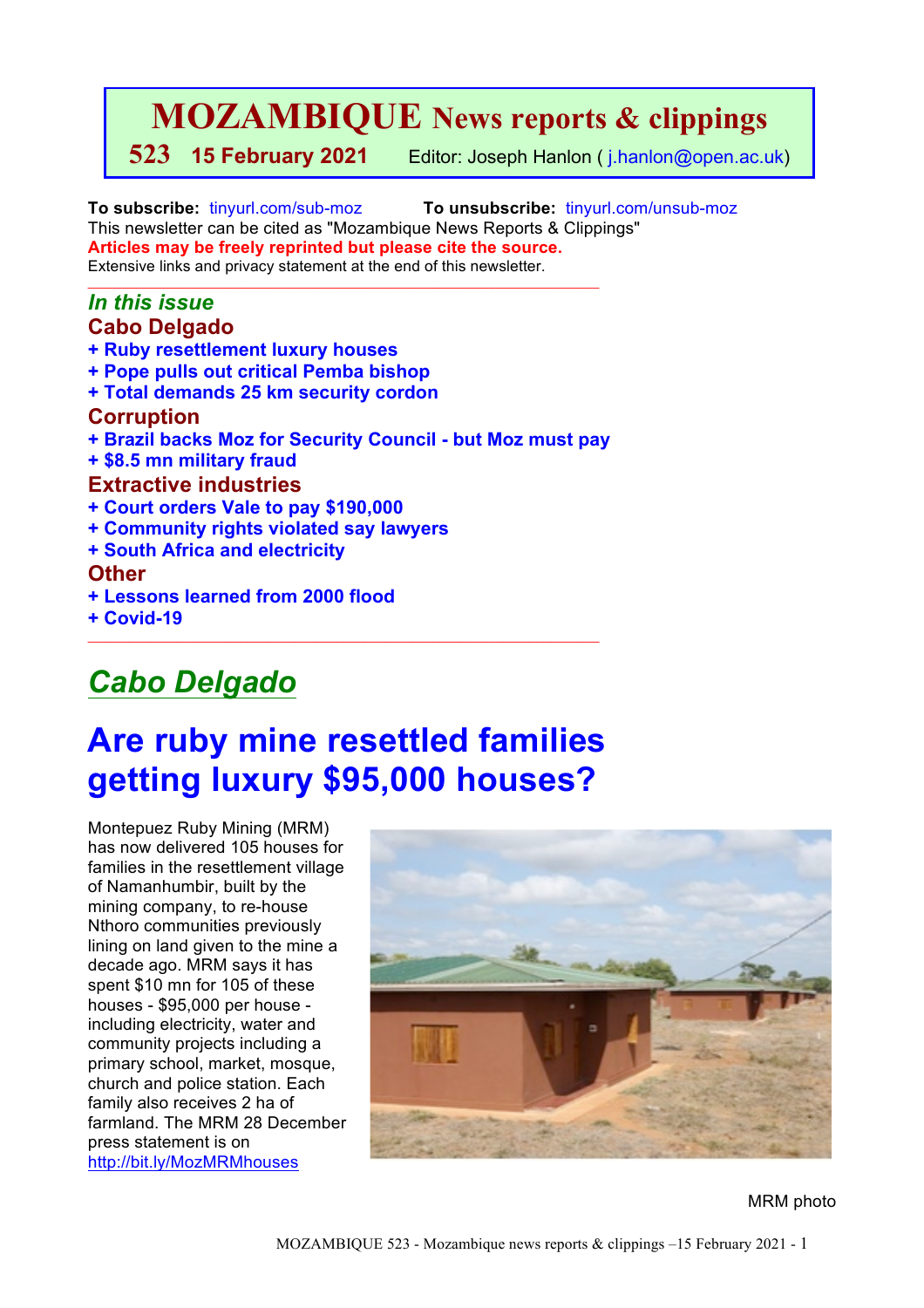# MOZAMBIQUE News reports & clippings

**523 15 February 2021** Editor: Joseph Hanlon ( j.hanlon@open.ac.uk)

**To subscribe:** tinyurl.com/sub-moz **To unsubscribe:** tinyurl.com/unsub-moz

This newsletter can be cited as "Mozambique News Reports & Clippings"

**Articles may be freely reprinted but please cite the source.**

Extensive links and privacy statement at the end of this newsletter.

---

*In this issue*

**Cabo Delgado**

**+ Ruby resettlement luxury houses**

**+ Pope pulls out critical Pemba bishop**

**+ Total demands 25 km security cordon**

**Corruption**

**+ Brazil backs Moz for Security Council - but Moz must pay**

**+ $8.5 mn military fraud**

**Extractive industries**

**+ Court orders Vale to pay $190,000**

**+ Community rights violated say lawyers**

**+ South Africa and electricity**

**Other**

**+ Lessons learned from 2000 flood**

**+ Covid-19**

---

## *Cabo Delgado*

# Are ruby mine resettled families getting luxury $95,000 houses?

Montepuez Ruby Mining (MRM) has now delivered 105 houses for families in the resettlement village of Namanhumbir, built by the mining company, to re-house Nthoro communities previously lining on land given to the mine a decade ago. MRM says it has spent $10 mn for 105 of these houses - $95,000 per house - including electricity, water and community projects including a primary school, market, mosque, church and police station. Each family also receives 2 ha of farmland. The MRM 28 December press statement is on http://bit.ly/MozMRMhouses

MRM photo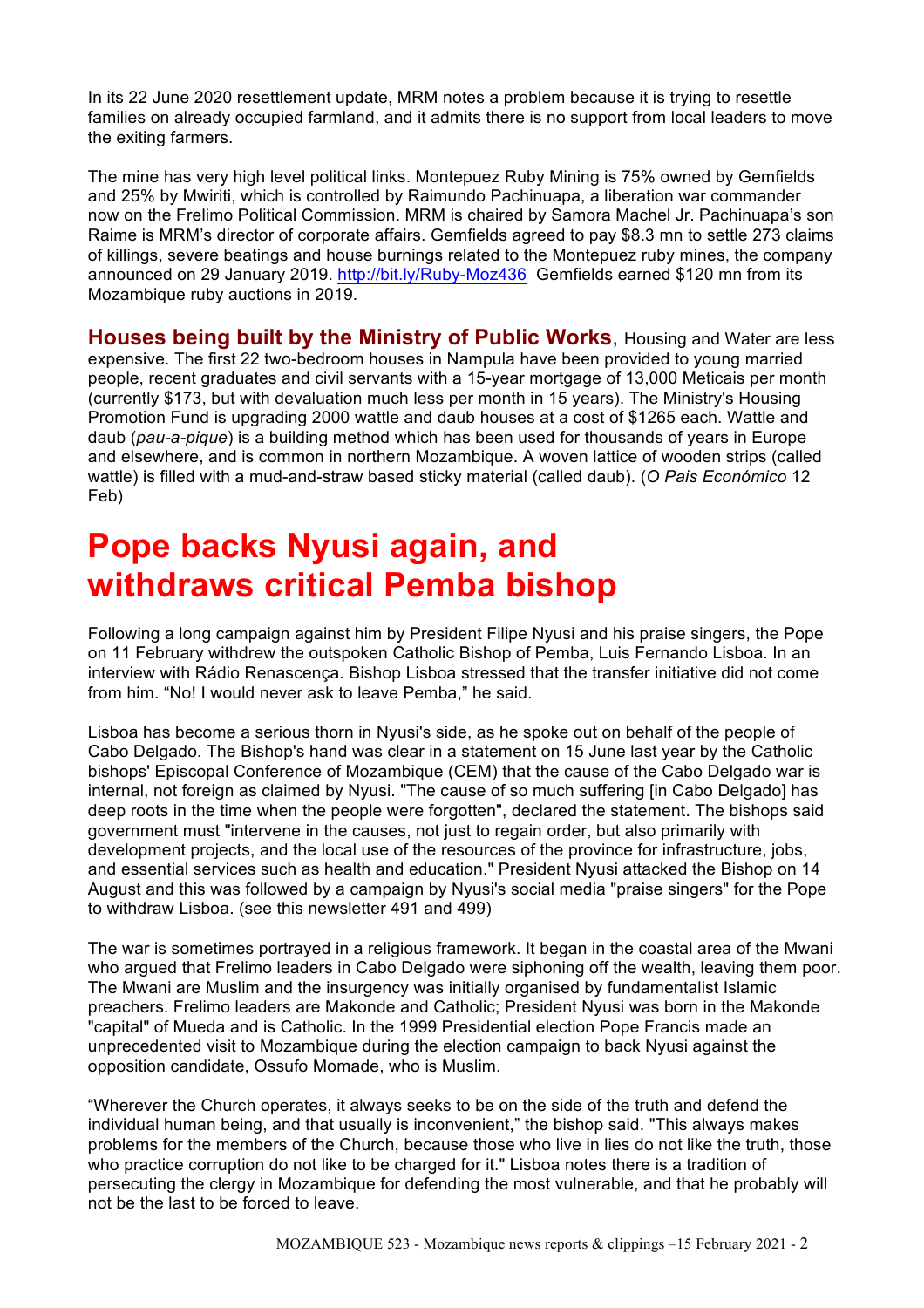In its 22 June 2020 resettlement update, MRM notes a problem because it is trying to resettle families on already occupied farmland, and it admits there is no support from local leaders to move the exiting farmers.

The mine has very high level political links. Montepuez Ruby Mining is 75% owned by Gemfields and 25% by Mwiriti, which is controlled by Raimundo Pachinuapa, a liberation war commander now on the Frelimo Political Commission. MRM is chaired by Samora Machel Jr. Pachinuapa's son Raime is MRM's director of corporate affairs. Gemfields agreed to pay \$8.3 mn to settle 273 claims of killings, severe beatings and house burnings related to the Montepuez ruby mines, the company announced on 29 January 2019. http://bit.ly/Ruby-Moz436 Gemfields earned \$120 mn from its Mozambique ruby auctions in 2019.

**Houses being built by the Ministry of Public Works**, Housing and Water are less expensive. The first 22 two-bedroom houses in Nampula have been provided to young married people, recent graduates and civil servants with a 15-year mortgage of 13,000 Meticais per month (currently \$173, but with devaluation much less per month in 15 years). The Ministry's Housing Promotion Fund is upgrading 2000 wattle and daub houses at a cost of \$1265 each. Wattle and daub (*pau-a-pique*) is a building method which has been used for thousands of years in Europe and elsewhere, and is common in northern Mozambique. A woven lattice of wooden strips (called wattle) is filled with a mud-and-straw based sticky material (called daub). (*O Pais Económico* 12 Feb)

# Pope backs Nyusi again, and withdraws critical Pemba bishop

Following a long campaign against him by President Filipe Nyusi and his praise singers, the Pope on 11 February withdrew the outspoken Catholic Bishop of Pemba, Luis Fernando Lisboa. In an interview with Rádio Renascença. Bishop Lisboa stressed that the transfer initiative did not come from him. "No! I would never ask to leave Pemba," he said.

Lisboa has become a serious thorn in Nyusi's side, as he spoke out on behalf of the people of Cabo Delgado. The Bishop's hand was clear in a statement on 15 June last year by the Catholic bishops' Episcopal Conference of Mozambique (CEM) that the cause of the Cabo Delgado war is internal, not foreign as claimed by Nyusi. "The cause of so much suffering [in Cabo Delgado] has deep roots in the time when the people were forgotten", declared the statement. The bishops said government must "intervene in the causes, not just to regain order, but also primarily with development projects, and the local use of the resources of the province for infrastructure, jobs, and essential services such as health and education." President Nyusi attacked the Bishop on 14 August and this was followed by a campaign by Nyusi's social media "praise singers" for the Pope to withdraw Lisboa. (see this newsletter 491 and 499)

The war is sometimes portrayed in a religious framework. It began in the coastal area of the Mwani who argued that Frelimo leaders in Cabo Delgado were siphoning off the wealth, leaving them poor. The Mwani are Muslim and the insurgency was initially organised by fundamentalist Islamic preachers. Frelimo leaders are Makonde and Catholic; President Nyusi was born in the Makonde "capital" of Mueda and is Catholic. In the 1999 Presidential election Pope Francis made an unprecedented visit to Mozambique during the election campaign to back Nyusi against the opposition candidate, Ossufo Momade, who is Muslim.

"Wherever the Church operates, it always seeks to be on the side of the truth and defend the individual human being, and that usually is inconvenient," the bishop said. "This always makes problems for the members of the Church, because those who live in lies do not like the truth, those who practice corruption do not like to be charged for it." Lisboa notes there is a tradition of persecuting the clergy in Mozambique for defending the most vulnerable, and that he probably will not be the last to be forced to leave.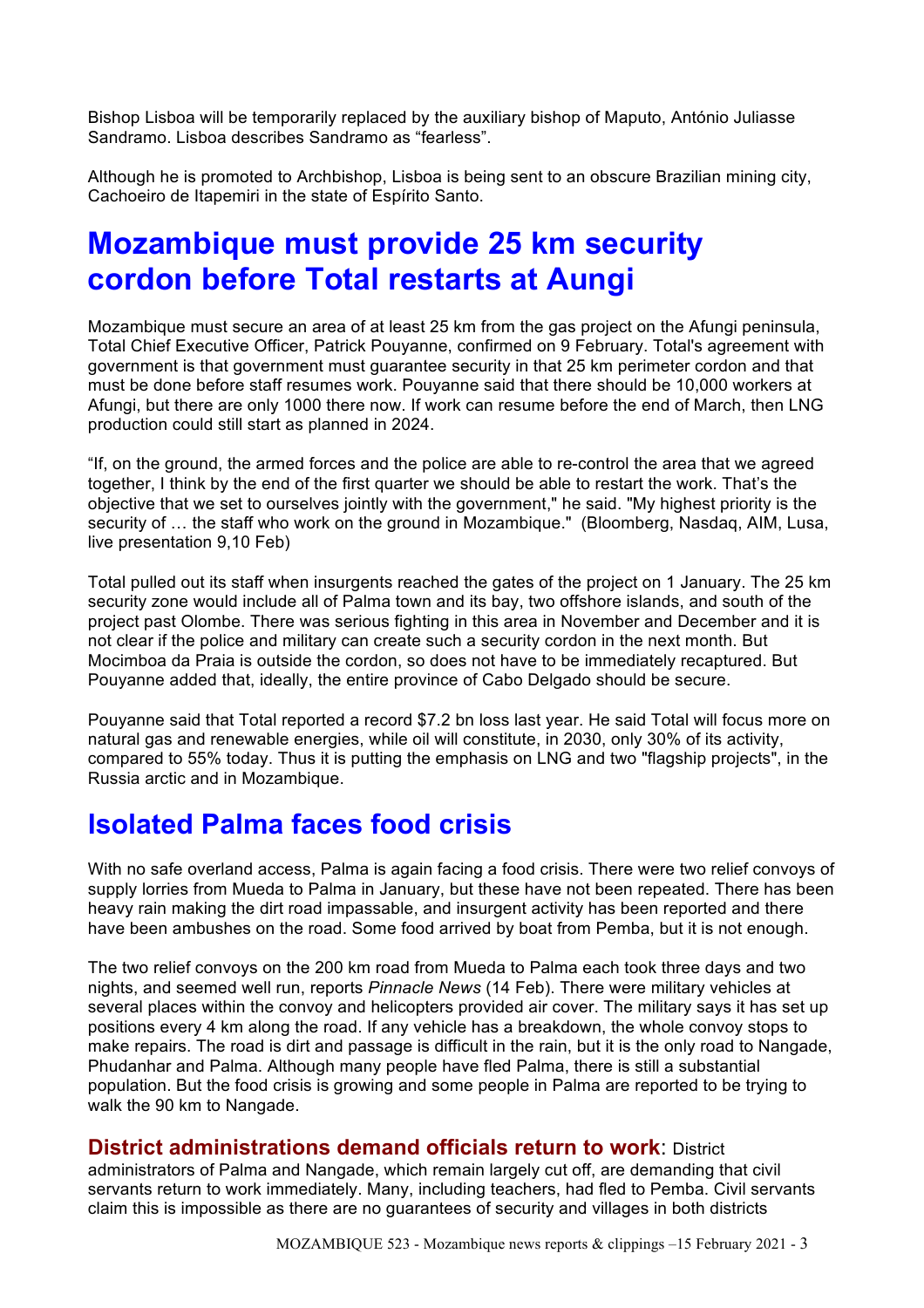Bishop Lisboa will be temporarily replaced by the auxiliary bishop of Maputo, António Juliasse Sandramo. Lisboa describes Sandramo as "fearless".

Although he is promoted to Archbishop, Lisboa is being sent to an obscure Brazilian mining city, Cachoeiro de Itapemiri in the state of Espírito Santo.

# Mozambique must provide 25 km security cordon before Total restarts at Aungi

Mozambique must secure an area of at least 25 km from the gas project on the Afungi peninsula, Total Chief Executive Officer, Patrick Pouyanne, confirmed on 9 February. Total's agreement with government is that government must guarantee security in that 25 km perimeter cordon and that must be done before staff resumes work. Pouyanne said that there should be 10,000 workers at Afungi, but there are only 1000 there now. If work can resume before the end of March, then LNG production could still start as planned in 2024.

"If, on the ground, the armed forces and the police are able to re-control the area that we agreed together, I think by the end of the first quarter we should be able to restart the work. That's the objective that we set to ourselves jointly with the government," he said. "My highest priority is the security of … the staff who work on the ground in Mozambique." (Bloomberg, Nasdaq, AIM, Lusa, live presentation 9,10 Feb)

Total pulled out its staff when insurgents reached the gates of the project on 1 January. The 25 km security zone would include all of Palma town and its bay, two offshore islands, and south of the project past Olombe. There was serious fighting in this area in November and December and it is not clear if the police and military can create such a security cordon in the next month. But Mocimboa da Praia is outside the cordon, so does not have to be immediately recaptured. But Pouyanne added that, ideally, the entire province of Cabo Delgado should be secure.

Pouyanne said that Total reported a record $7.2 bn loss last year. He said Total will focus more on natural gas and renewable energies, while oil will constitute, in 2030, only 30% of its activity, compared to 55% today. Thus it is putting the emphasis on LNG and two "flagship projects", in the Russia arctic and in Mozambique.

# Isolated Palma faces food crisis

With no safe overland access, Palma is again facing a food crisis. There were two relief convoys of supply lorries from Mueda to Palma in January, but these have not been repeated. There has been heavy rain making the dirt road impassable, and insurgent activity has been reported and there have been ambushes on the road. Some food arrived by boat from Pemba, but it is not enough.

The two relief convoys on the 200 km road from Mueda to Palma each took three days and two nights, and seemed well run, reports *Pinnacle News* (14 Feb). There were military vehicles at several places within the convoy and helicopters provided air cover. The military says it has set up positions every 4 km along the road. If any vehicle has a breakdown, the whole convoy stops to make repairs. The road is dirt and passage is difficult in the rain, but it is the only road to Nangade, Phudanhar and Palma. Although many people have fled Palma, there is still a substantial population. But the food crisis is growing and some people in Palma are reported to be trying to walk the 90 km to Nangade.

**District administrations demand officials return to work**: District administrators of Palma and Nangade, which remain largely cut off, are demanding that civil servants return to work immediately. Many, including teachers, had fled to Pemba. Civil servants claim this is impossible as there are no guarantees of security and villages in both districts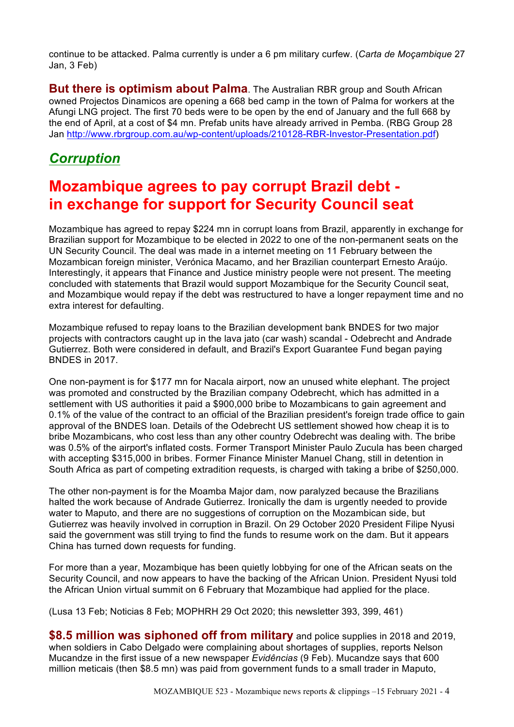continue to be attacked. Palma currently is under a 6 pm military curfew. (*Carta de Moçambique* 27 Jan, 3 Feb)

**But there is optimism about Palma**. The Australian RBR group and South African owned Projectos Dinamicos are opening a 668 bed camp in the town of Palma for workers at the Afungi LNG project. The first 70 beds were to be open by the end of January and the full 668 by the end of April, at a cost of $4 mn. Prefab units have already arrived in Pemba. (RBG Group 28 Jan http://www.rbrgroup.com.au/wp-content/uploads/210128-RBR-Investor-Presentation.pdf)

## *Corruption*

# Mozambique agrees to pay corrupt Brazil debt - in exchange for support for Security Council seat

Mozambique has agreed to repay $224 mn in corrupt loans from Brazil, apparently in exchange for Brazilian support for Mozambique to be elected in 2022 to one of the non-permanent seats on the UN Security Council. The deal was made in a internet meeting on 11 February between the Mozambican foreign minister, Verónica Macamo, and her Brazilian counterpart Ernesto Araújo. Interestingly, it appears that Finance and Justice ministry people were not present. The meeting concluded with statements that Brazil would support Mozambique for the Security Council seat, and Mozambique would repay if the debt was restructured to have a longer repayment time and no extra interest for defaulting.

Mozambique refused to repay loans to the Brazilian development bank BNDES for two major projects with contractors caught up in the lava jato (car wash) scandal - Odebrecht and Andrade Gutierrez. Both were considered in default, and Brazil's Export Guarantee Fund began paying BNDES in 2017.

One non-payment is for $177 mn for Nacala airport, now an unused white elephant. The project was promoted and constructed by the Brazilian company Odebrecht, which has admitted in a settlement with US authorities it paid a $900,000 bribe to Mozambicans to gain agreement and 0.1% of the value of the contract to an official of the Brazilian president's foreign trade office to gain approval of the BNDES loan. Details of the Odebrecht US settlement showed how cheap it is to bribe Mozambicans, who cost less than any other country Odebrecht was dealing with. The bribe was 0.5% of the airport's inflated costs. Former Transport Minister Paulo Zucula has been charged with accepting $315,000 in bribes. Former Finance Minister Manuel Chang, still in detention in South Africa as part of competing extradition requests, is charged with taking a bribe of $250,000.

The other non-payment is for the Moamba Major dam, now paralyzed because the Brazilians halted the work because of Andrade Gutierrez. Ironically the dam is urgently needed to provide water to Maputo, and there are no suggestions of corruption on the Mozambican side, but Gutierrez was heavily involved in corruption in Brazil. On 29 October 2020 President Filipe Nyusi said the government was still trying to find the funds to resume work on the dam. But it appears China has turned down requests for funding.

For more than a year, Mozambique has been quietly lobbying for one of the African seats on the Security Council, and now appears to have the backing of the African Union. President Nyusi told the African Union virtual summit on 6 February that Mozambique had applied for the place.

(Lusa 13 Feb; Noticias 8 Feb; MOPHRH 29 Oct 2020; this newsletter 393, 399, 461)

**$8.5 million was siphoned off from military** and police supplies in 2018 and 2019, when soldiers in Cabo Delgado were complaining about shortages of supplies, reports Nelson Mucandze in the first issue of a new newspaper *Evidências* (9 Feb). Mucandze says that 600 million meticais (then $8.5 mn) was paid from government funds to a small trader in Maputo,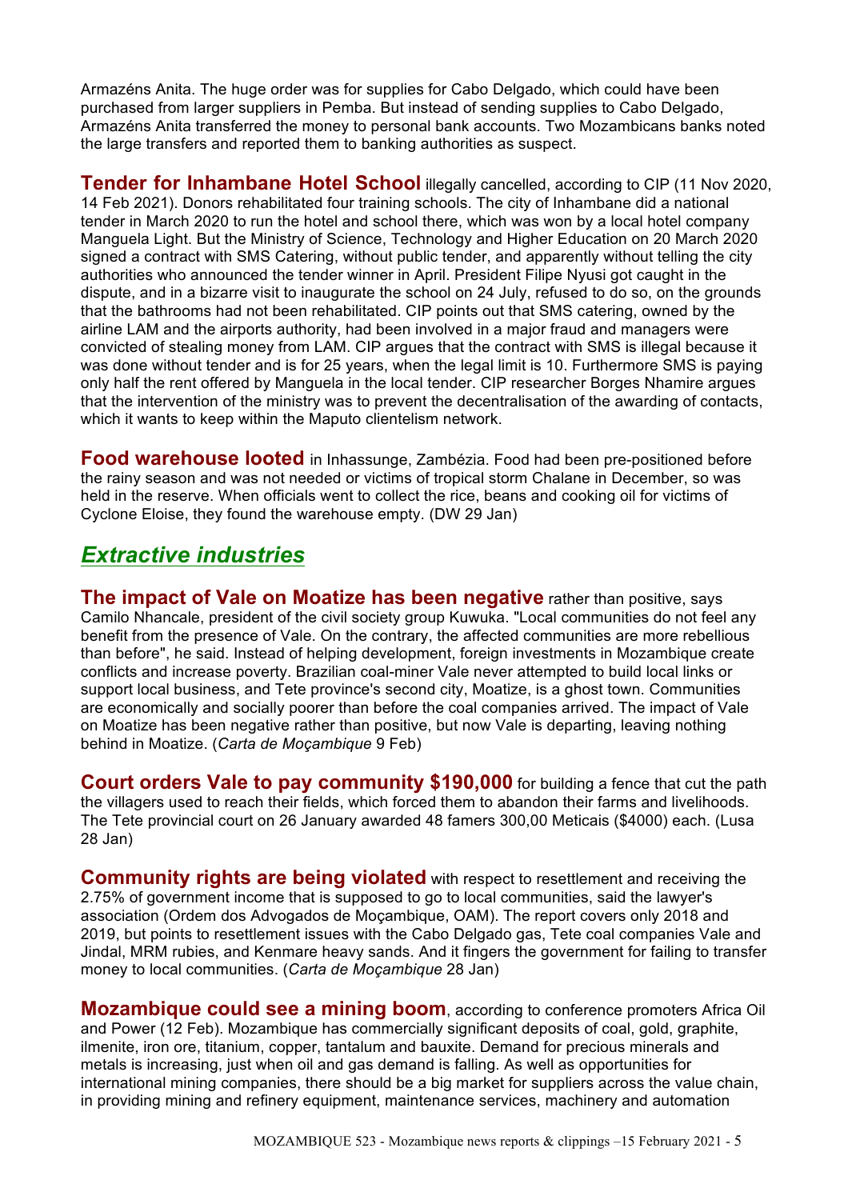Armazéns Anita. The huge order was for supplies for Cabo Delgado, which could have been purchased from larger suppliers in Pemba. But instead of sending supplies to Cabo Delgado, Armazéns Anita transferred the money to personal bank accounts. Two Mozambicans banks noted the large transfers and reported them to banking authorities as suspect.

**Tender for Inhambane Hotel School** illegally cancelled, according to CIP (11 Nov 2020, 14 Feb 2021). Donors rehabilitated four training schools. The city of Inhambane did a national tender in March 2020 to run the hotel and school there, which was won by a local hotel company Manguela Light. But the Ministry of Science, Technology and Higher Education on 20 March 2020 signed a contract with SMS Catering, without public tender, and apparently without telling the city authorities who announced the tender winner in April. President Filipe Nyusi got caught in the dispute, and in a bizarre visit to inaugurate the school on 24 July, refused to do so, on the grounds that the bathrooms had not been rehabilitated. CIP points out that SMS catering, owned by the airline LAM and the airports authority, had been involved in a major fraud and managers were convicted of stealing money from LAM. CIP argues that the contract with SMS is illegal because it was done without tender and is for 25 years, when the legal limit is 10. Furthermore SMS is paying only half the rent offered by Manguela in the local tender. CIP researcher Borges Nhamire argues that the intervention of the ministry was to prevent the decentralisation of the awarding of contacts, which it wants to keep within the Maputo clientelism network.

**Food warehouse looted** in Inhassunge, Zambézia. Food had been pre-positioned before the rainy season and was not needed or victims of tropical storm Chalane in December, so was held in the reserve. When officials went to collect the rice, beans and cooking oil for victims of Cyclone Eloise, they found the warehouse empty. (DW 29 Jan)

## *Extractive industries*

**The impact of Vale on Moatize has been negative** rather than positive, says Camilo Nhancale, president of the civil society group Kuwuka. "Local communities do not feel any benefit from the presence of Vale. On the contrary, the affected communities are more rebellious than before", he said. Instead of helping development, foreign investments in Mozambique create conflicts and increase poverty. Brazilian coal-miner Vale never attempted to build local links or support local business, and Tete province's second city, Moatize, is a ghost town. Communities are economically and socially poorer than before the coal companies arrived. The impact of Vale on Moatize has been negative rather than positive, but now Vale is departing, leaving nothing behind in Moatize. (*Carta de Moçambique* 9 Feb)

**Court orders Vale to pay community $190,000** for building a fence that cut the path the villagers used to reach their fields, which forced them to abandon their farms and livelihoods. The Tete provincial court on 26 January awarded 48 famers 300,00 Meticais ($4000) each. (Lusa 28 Jan)

**Community rights are being violated** with respect to resettlement and receiving the 2.75% of government income that is supposed to go to local communities, said the lawyer's association (Ordem dos Advogados de Moçambique, OAM). The report covers only 2018 and 2019, but points to resettlement issues with the Cabo Delgado gas, Tete coal companies Vale and Jindal, MRM rubies, and Kenmare heavy sands. And it fingers the government for failing to transfer money to local communities. (*Carta de Moçambique* 28 Jan)

**Mozambique could see a mining boom**, according to conference promoters Africa Oil and Power (12 Feb). Mozambique has commercially significant deposits of coal, gold, graphite, ilmenite, iron ore, titanium, copper, tantalum and bauxite. Demand for precious minerals and metals is increasing, just when oil and gas demand is falling. As well as opportunities for international mining companies, there should be a big market for suppliers across the value chain, in providing mining and refinery equipment, maintenance services, machinery and automation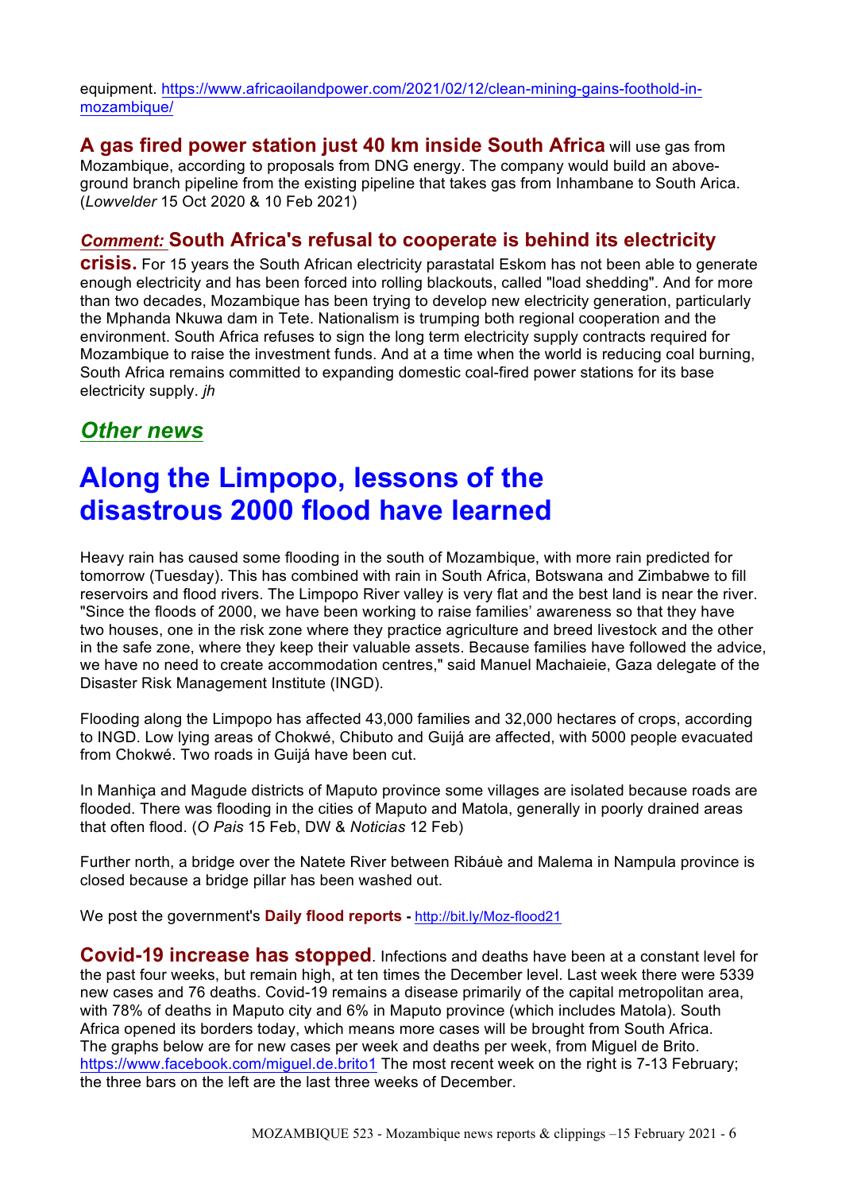equipment. https://www.africaoilandpower.com/2021/02/12/clean-mining-gains-foothold-in-mozambique/

**A gas fired power station just 40 km inside South Africa** will use gas from Mozambique, according to proposals from DNG energy. The company would build an above-ground branch pipeline from the existing pipeline that takes gas from Inhambane to South Arica. (*Lowvelder* 15 Oct 2020 & 10 Feb 2021)

***Comment:*** **South Africa's refusal to cooperate is behind its electricity crisis.** For 15 years the South African electricity parastatal Eskom has not been able to generate enough electricity and has been forced into rolling blackouts, called "load shedding". And for more than two decades, Mozambique has been trying to develop new electricity generation, particularly the Mphanda Nkuwa dam in Tete. Nationalism is trumping both regional cooperation and the environment. South Africa refuses to sign the long term electricity supply contracts required for Mozambique to raise the investment funds. And at a time when the world is reducing coal burning, South Africa remains committed to expanding domestic coal-fired power stations for its base electricity supply. *jh*

## *Other news*

# Along the Limpopo, lessons of the disastrous 2000 flood have learned

Heavy rain has caused some flooding in the south of Mozambique, with more rain predicted for tomorrow (Tuesday). This has combined with rain in South Africa, Botswana and Zimbabwe to fill reservoirs and flood rivers. The Limpopo River valley is very flat and the best land is near the river. "Since the floods of 2000, we have been working to raise families' awareness so that they have two houses, one in the risk zone where they practice agriculture and breed livestock and the other in the safe zone, where they keep their valuable assets. Because families have followed the advice, we have no need to create accommodation centres," said Manuel Machaieie, Gaza delegate of the Disaster Risk Management Institute (INGD).

Flooding along the Limpopo has affected 43,000 families and 32,000 hectares of crops, according to INGD. Low lying areas of Chokwé, Chibuto and Guijá are affected, with 5000 people evacuated from Chokwé. Two roads in Guijá have been cut.

In Manhiça and Magude districts of Maputo province some villages are isolated because roads are flooded. There was flooding in the cities of Maputo and Matola, generally in poorly drained areas that often flood. (*O Pais* 15 Feb, DW & *Noticias* 12 Feb)

Further north, a bridge over the Natete River between Ribáuè and Malema in Nampula province is closed because a bridge pillar has been washed out.

We post the government's **Daily flood reports -** http://bit.ly/Moz-flood21

**Covid-19 increase has stopped**. Infections and deaths have been at a constant level for the past four weeks, but remain high, at ten times the December level. Last week there were 5339 new cases and 76 deaths. Covid-19 remains a disease primarily of the capital metropolitan area, with 78% of deaths in Maputo city and 6% in Maputo province (which includes Matola). South Africa opened its borders today, which means more cases will be brought from South Africa. The graphs below are for new cases per week and deaths per week, from Miguel de Brito. https://www.facebook.com/miguel.de.brito1 The most recent week on the right is 7-13 February; the three bars on the left are the last three weeks of December.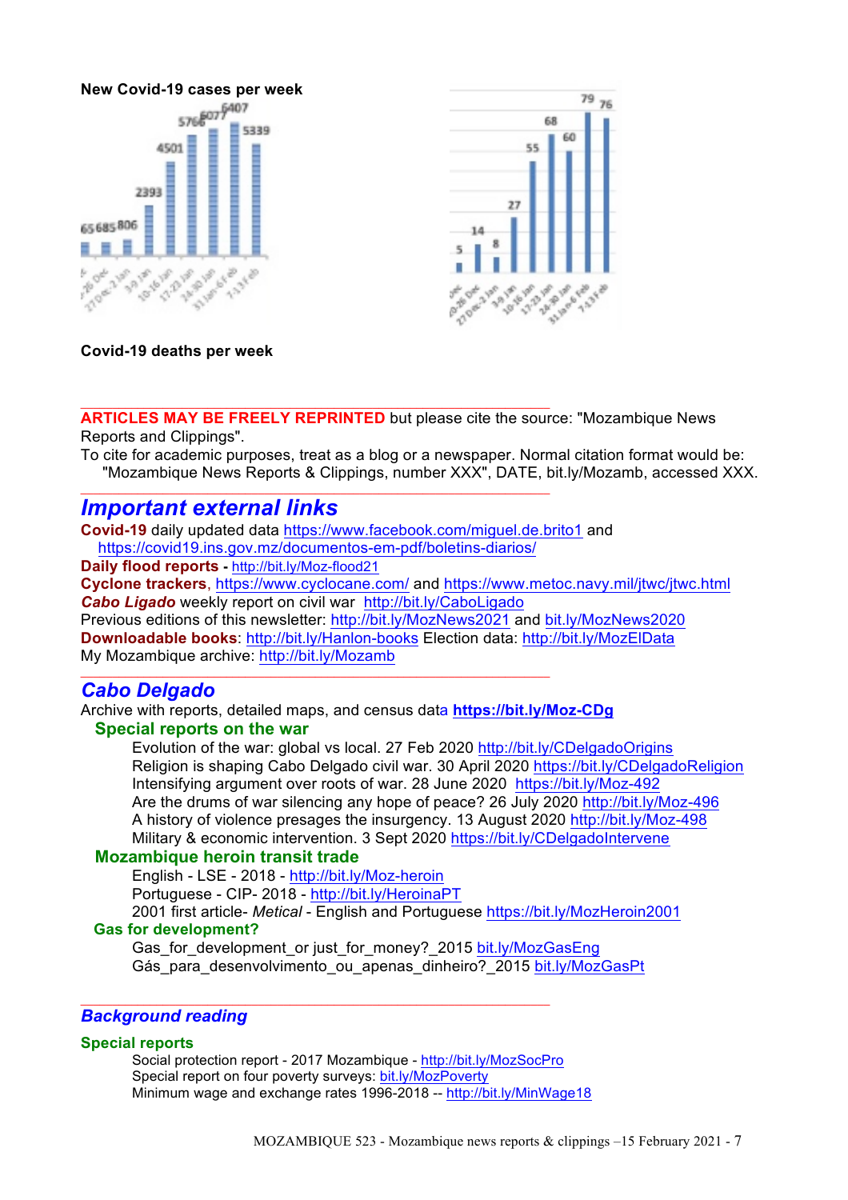**New Covid-19 cases per week**

**Covid-19 deaths per week**

---

**ARTICLES MAY BE FREELY REPRINTED** but please cite the source: "Mozambique News Reports and Clippings".

To cite for academic purposes, treat as a blog or a newspaper. Normal citation format would be: "Mozambique News Reports & Clippings, number XXX", DATE, bit.ly/Mozamb, accessed XXX.

---

## *Important external links*

**Covid-19** daily updated data https://www.facebook.com/miguel.de.brito1 and https://covid19.ins.gov.mz/documentos-em-pdf/boletins-diarios/

**Daily flood reports -** http://bit.ly/Moz-flood21

**Cyclone trackers**, https://www.cyclocane.com/ and https://www.metoc.navy.mil/jtwc/jtwc.html

***Cabo Ligado*** weekly report on civil war http://bit.ly/CaboLigado

Previous editions of this newsletter: http://bit.ly/MozNews2021 and bit.ly/MozNews2020

**Downloadable books**: http://bit.ly/Hanlon-books Election data: http://bit.ly/MozElData

My Mozambique archive: http://bit.ly/Mozamb

---

## *Cabo Delgado*

Archive with reports, detailed maps, and census data **https://bit.ly/Moz-CDg**

### Special reports on the war

Evolution of the war: global vs local. 27 Feb 2020 http://bit.ly/CDelgadoOrigins
Religion is shaping Cabo Delgado civil war. 30 April 2020 https://bit.ly/CDelgadoReligion
Intensifying argument over roots of war. 28 June 2020 https://bit.ly/Moz-492
Are the drums of war silencing any hope of peace? 26 July 2020 http://bit.ly/Moz-496
A history of violence presages the insurgency. 13 August 2020 http://bit.ly/Moz-498
Military & economic intervention. 3 Sept 2020 https://bit.ly/CDelgadoIntervene

### Mozambique heroin transit trade

English - LSE - 2018 - http://bit.ly/Moz-heroin
Portuguese - CIP- 2018 - http://bit.ly/HeroinaPT
2001 first article- *Metical* - English and Portuguese https://bit.ly/MozHeroin2001

### Gas for development?

Gas_for_development_or just_for_money?_2015 bit.ly/MozGasEng
Gás_para_desenvolvimento_ou_apenas_dinheiro?_2015 bit.ly/MozGasPt

---

## *Background reading*

### Special reports

Social protection report - 2017 Mozambique - http://bit.ly/MozSocPro
Special report on four poverty surveys: bit.ly/MozPoverty
Minimum wage and exchange rates 1996-2018 -- http://bit.ly/MinWage18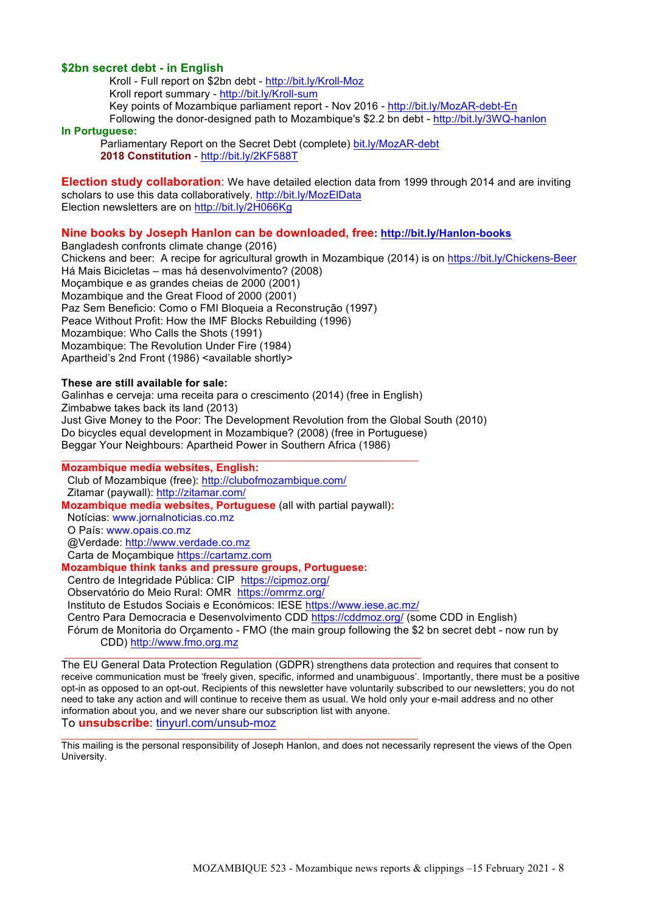**$2bn secret debt - in English**

Kroll - Full report on $2bn debt - http://bit.ly/Kroll-Moz
Kroll report summary - http://bit.ly/Kroll-sum
Key points of Mozambique parliament report - Nov 2016 - http://bit.ly/MozAR-debt-En
Following the donor-designed path to Mozambique's $2.2 bn debt - http://bit.ly/3WQ-hanlon

**In Portuguese:**

Parliamentary Report on the Secret Debt (complete) bit.ly/MozAR-debt
**2018 Constitution** - http://bit.ly/2KF588T

**Election study collaboration**: We have detailed election data from 1999 through 2014 and are inviting scholars to use this data collaboratively. http://bit.ly/MozElData
Election newsletters are on http://bit.ly/2H066Kg

**Nine books by Joseph Hanlon can be downloaded, free: http://bit.ly/Hanlon-books**

Bangladesh confronts climate change (2016)
Chickens and beer: A recipe for agricultural growth in Mozambique (2014) is on https://bit.ly/Chickens-Beer
Há Mais Bicicletas – mas há desenvolvimento? (2008)
Moçambique e as grandes cheias de 2000 (2001)
Mozambique and the Great Flood of 2000 (2001)
Paz Sem Beneficio: Como o FMI Bloqueia a Reconstrução (1997)
Peace Without Profit: How the IMF Blocks Rebuilding (1996)
Mozambique: Who Calls the Shots (1991)
Mozambique: The Revolution Under Fire (1984)
Apartheid's 2nd Front (1986) <available shortly>

**These are still available for sale:**

Galinhas e cerveja: uma receita para o crescimento (2014) (free in English)
Zimbabwe takes back its land (2013)
Just Give Money to the Poor: The Development Revolution from the Global South (2010)
Do bicycles equal development in Mozambique? (2008) (free in Portuguese)
Beggar Your Neighbours: Apartheid Power in Southern Africa (1986)

---

**Mozambique media websites, English:**

Club of Mozambique (free): http://clubofmozambique.com/
Zitamar (paywall): http://zitamar.com/

**Mozambique media websites, Portuguese** (all with partial paywall)**:**

Notícias: www.jornalnoticias.co.mz
O País: www.opais.co.mz
@Verdade: http://www.verdade.co.mz
Carta de Moçambique https://cartamz.com

**Mozambique think tanks and pressure groups, Portuguese:**

Centro de Integridade Pública: CIP https://cipmoz.org/
Observatório do Meio Rural: OMR https://omrmz.org/
Instituto de Estudos Sociais e Económicos: IESE https://www.iese.ac.mz/
Centro Para Democracia e Desenvolvimento CDD https://cddmoz.org/ (some CDD in English)
Fórum de Monitoria do Orçamento - FMO (the main group following the $2 bn secret debt - now run by CDD) http://www.fmo.org.mz

---

The EU General Data Protection Regulation (GDPR) strengthens data protection and requires that consent to receive communication must be 'freely given, specific, informed and unambiguous'. Importantly, there must be a positive opt-in as opposed to an opt-out. Recipients of this newsletter have voluntarily subscribed to our newsletters; you do not need to take any action and will continue to receive them as usual. We hold only your e-mail address and no other information about you, and we never share our subscription list with anyone.

To **unsubscribe**: tinyurl.com/unsub-moz

---

This mailing is the personal responsibility of Joseph Hanlon, and does not necessarily represent the views of the Open University.